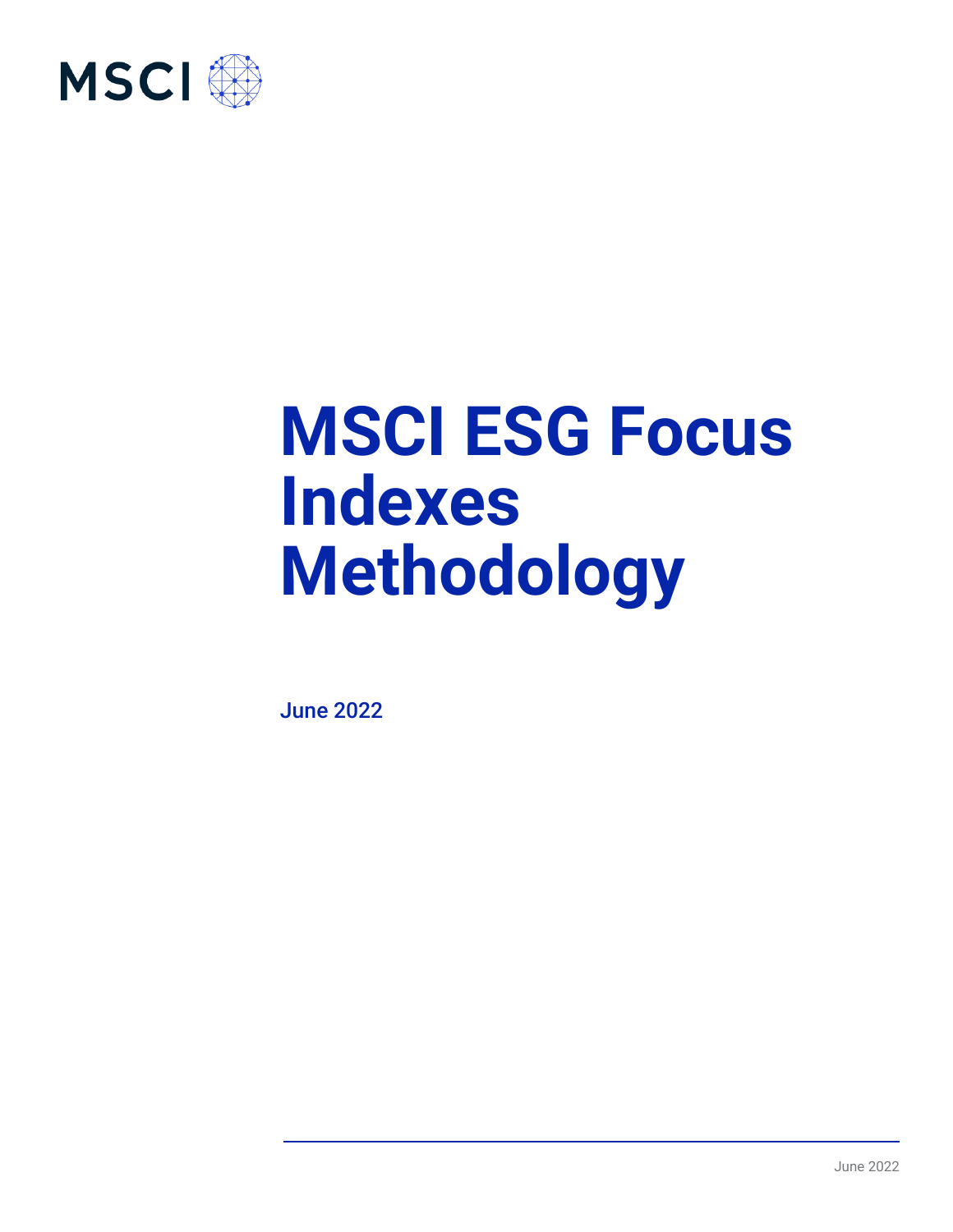MSCI

# MSCI ESG Focus Indexes Methodology

June 2022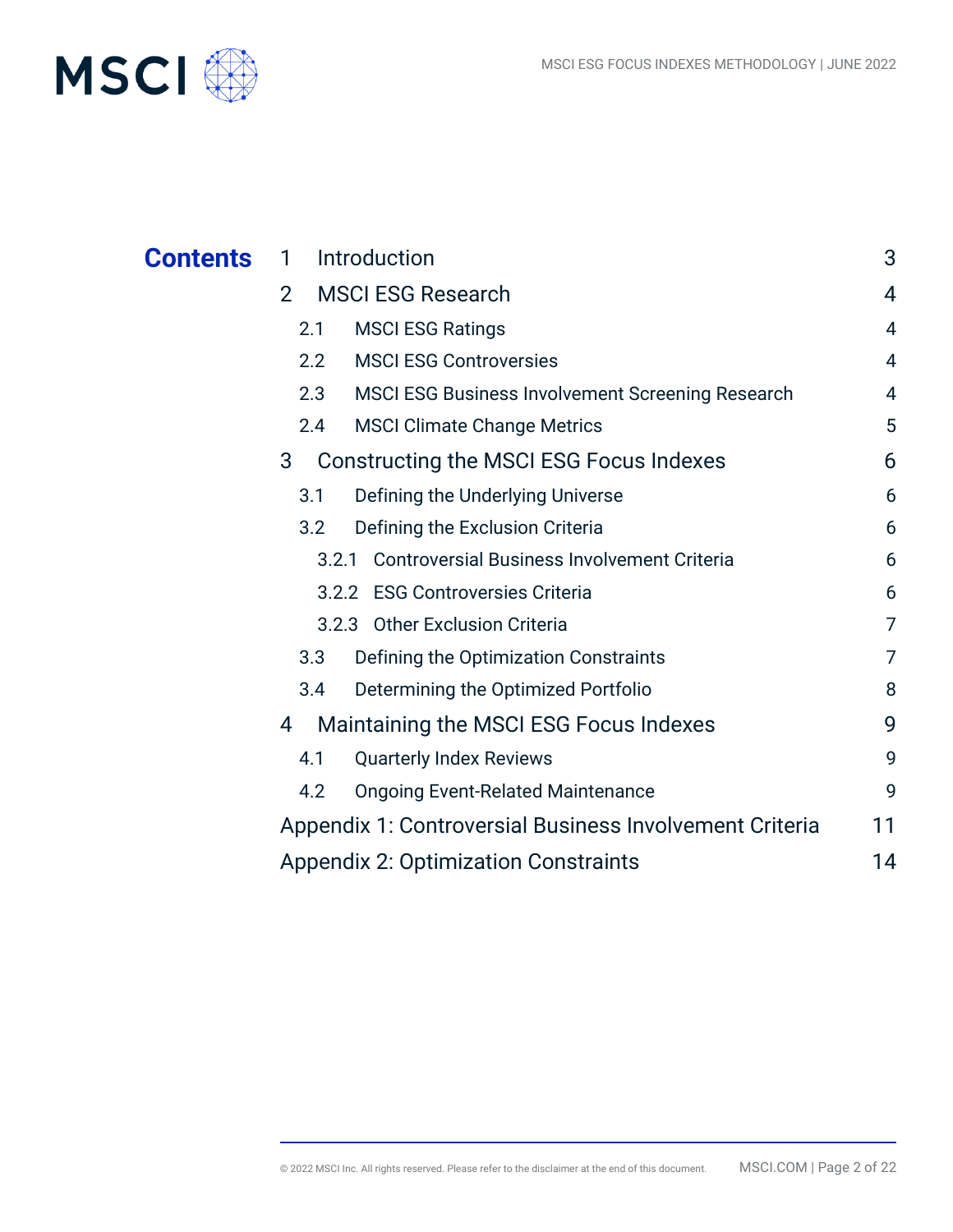# Contents

| | | |
|---|---|---|
| 1 | Introduction | 3 |
| 2 | MSCI ESG Research | 4 |
| 2.1 | MSCI ESG Ratings | 4 |
| 2.2 | MSCI ESG Controversies | 4 |
| 2.3 | MSCI ESG Business Involvement Screening Research | 4 |
| 2.4 | MSCI Climate Change Metrics | 5 |
| 3 | Constructing the MSCI ESG Focus Indexes | 6 |
| 3.1 | Defining the Underlying Universe | 6 |
| 3.2 | Defining the Exclusion Criteria | 6 |
| 3.2.1 | Controversial Business Involvement Criteria | 6 |
| 3.2.2 | ESG Controversies Criteria | 6 |
| 3.2.3 | Other Exclusion Criteria | 7 |
| 3.3 | Defining the Optimization Constraints | 7 |
| 3.4 | Determining the Optimized Portfolio | 8 |
| 4 | Maintaining the MSCI ESG Focus Indexes | 9 |
| 4.1 | Quarterly Index Reviews | 9 |
| 4.2 | Ongoing Event-Related Maintenance | 9 |
| | Appendix 1: Controversial Business Involvement Criteria | 11 |
| | Appendix 2: Optimization Constraints | 14 |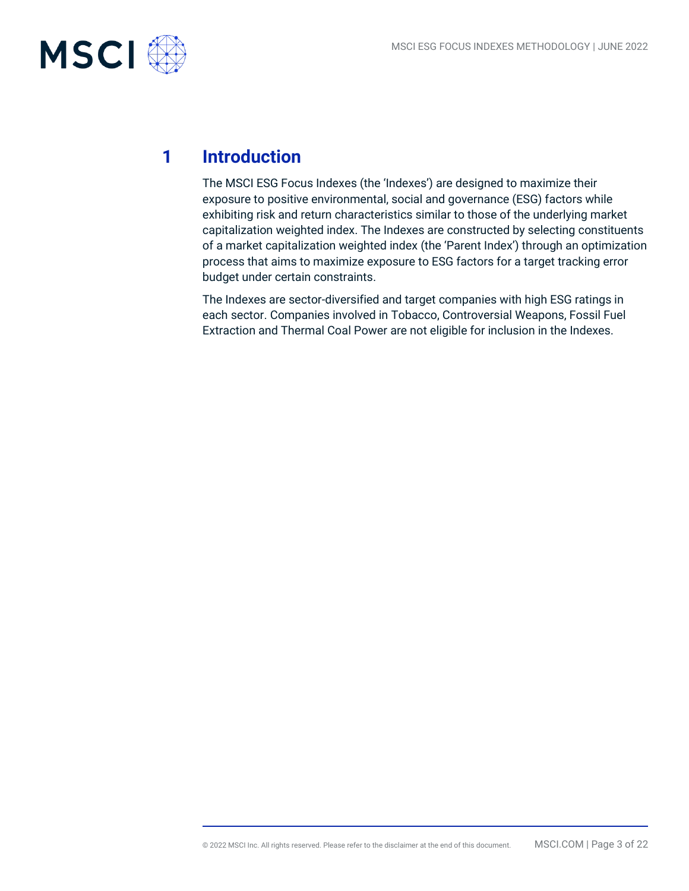# 1 Introduction

The MSCI ESG Focus Indexes (the 'Indexes') are designed to maximize their exposure to positive environmental, social and governance (ESG) factors while exhibiting risk and return characteristics similar to those of the underlying market capitalization weighted index. The Indexes are constructed by selecting constituents of a market capitalization weighted index (the 'Parent Index') through an optimization process that aims to maximize exposure to ESG factors for a target tracking error budget under certain constraints.

The Indexes are sector-diversified and target companies with high ESG ratings in each sector. Companies involved in Tobacco, Controversial Weapons, Fossil Fuel Extraction and Thermal Coal Power are not eligible for inclusion in the Indexes.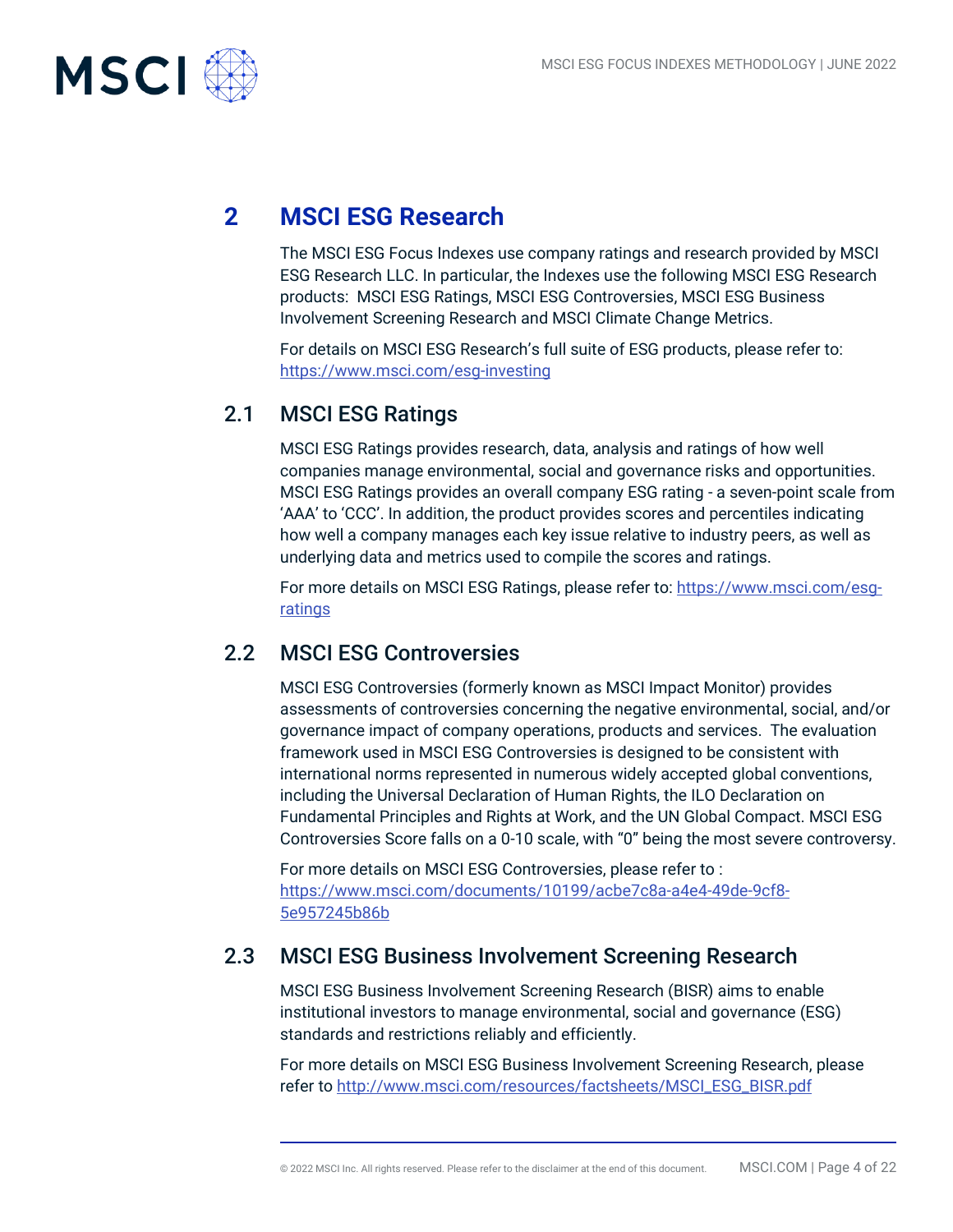# 2 MSCI ESG Research

The MSCI ESG Focus Indexes use company ratings and research provided by MSCI ESG Research LLC. In particular, the Indexes use the following MSCI ESG Research products: MSCI ESG Ratings, MSCI ESG Controversies, MSCI ESG Business Involvement Screening Research and MSCI Climate Change Metrics.

For details on MSCI ESG Research's full suite of ESG products, please refer to: https://www.msci.com/esg-investing

## 2.1 MSCI ESG Ratings

MSCI ESG Ratings provides research, data, analysis and ratings of how well companies manage environmental, social and governance risks and opportunities. MSCI ESG Ratings provides an overall company ESG rating - a seven-point scale from 'AAA' to 'CCC'. In addition, the product provides scores and percentiles indicating how well a company manages each key issue relative to industry peers, as well as underlying data and metrics used to compile the scores and ratings.

For more details on MSCI ESG Ratings, please refer to: https://www.msci.com/esg-ratings

## 2.2 MSCI ESG Controversies

MSCI ESG Controversies (formerly known as MSCI Impact Monitor) provides assessments of controversies concerning the negative environmental, social, and/or governance impact of company operations, products and services. The evaluation framework used in MSCI ESG Controversies is designed to be consistent with international norms represented in numerous widely accepted global conventions, including the Universal Declaration of Human Rights, the ILO Declaration on Fundamental Principles and Rights at Work, and the UN Global Compact. MSCI ESG Controversies Score falls on a 0-10 scale, with "0" being the most severe controversy.

For more details on MSCI ESG Controversies, please refer to : https://www.msci.com/documents/10199/acbe7c8a-a4e4-49de-9cf8-5e957245b86b

## 2.3 MSCI ESG Business Involvement Screening Research

MSCI ESG Business Involvement Screening Research (BISR) aims to enable institutional investors to manage environmental, social and governance (ESG) standards and restrictions reliably and efficiently.

For more details on MSCI ESG Business Involvement Screening Research, please refer to http://www.msci.com/resources/factsheets/MSCI_ESG_BISR.pdf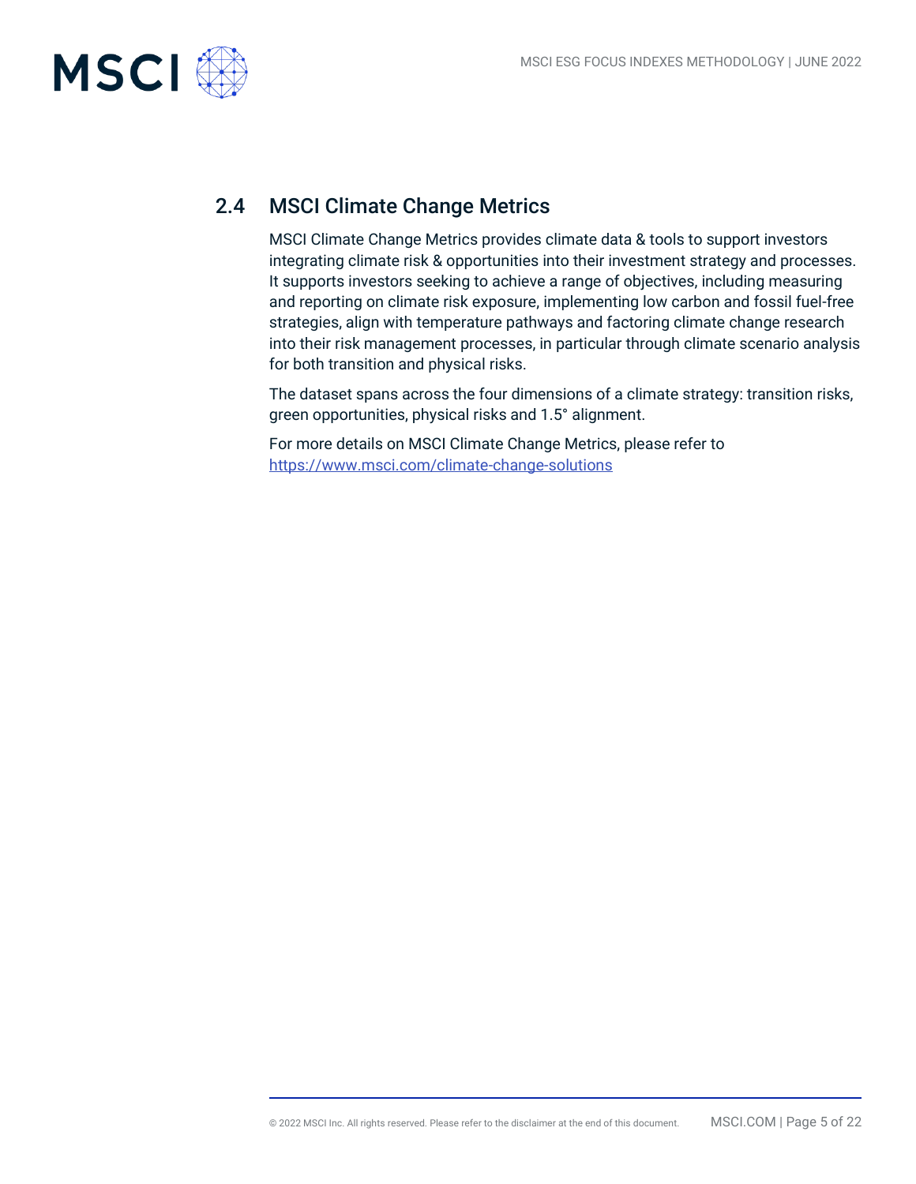## 2.4 MSCI Climate Change Metrics

MSCI Climate Change Metrics provides climate data & tools to support investors integrating climate risk & opportunities into their investment strategy and processes. It supports investors seeking to achieve a range of objectives, including measuring and reporting on climate risk exposure, implementing low carbon and fossil fuel-free strategies, align with temperature pathways and factoring climate change research into their risk management processes, in particular through climate scenario analysis for both transition and physical risks.

The dataset spans across the four dimensions of a climate strategy: transition risks, green opportunities, physical risks and 1.5° alignment.

For more details on MSCI Climate Change Metrics, please refer to https://www.msci.com/climate-change-solutions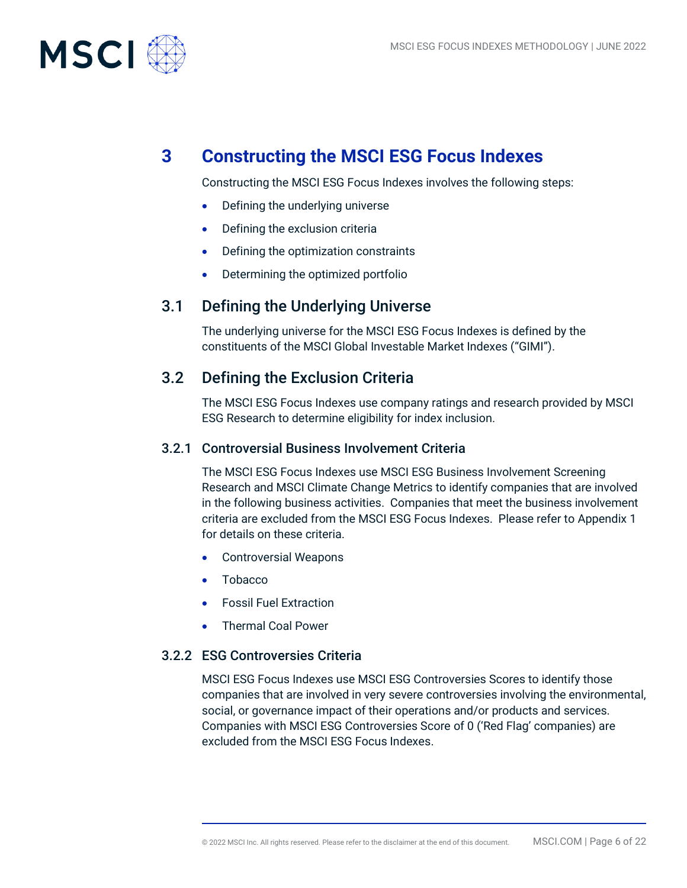# 3 Constructing the MSCI ESG Focus Indexes

Constructing the MSCI ESG Focus Indexes involves the following steps:

- Defining the underlying universe
- Defining the exclusion criteria
- Defining the optimization constraints
- Determining the optimized portfolio

## 3.1 Defining the Underlying Universe

The underlying universe for the MSCI ESG Focus Indexes is defined by the constituents of the MSCI Global Investable Market Indexes ("GIMI").

## 3.2 Defining the Exclusion Criteria

The MSCI ESG Focus Indexes use company ratings and research provided by MSCI ESG Research to determine eligibility for index inclusion.

### 3.2.1 Controversial Business Involvement Criteria

The MSCI ESG Focus Indexes use MSCI ESG Business Involvement Screening Research and MSCI Climate Change Metrics to identify companies that are involved in the following business activities. Companies that meet the business involvement criteria are excluded from the MSCI ESG Focus Indexes. Please refer to Appendix 1 for details on these criteria.

- Controversial Weapons
- Tobacco
- Fossil Fuel Extraction
- Thermal Coal Power

### 3.2.2 ESG Controversies Criteria

MSCI ESG Focus Indexes use MSCI ESG Controversies Scores to identify those companies that are involved in very severe controversies involving the environmental, social, or governance impact of their operations and/or products and services. Companies with MSCI ESG Controversies Score of 0 ('Red Flag' companies) are excluded from the MSCI ESG Focus Indexes.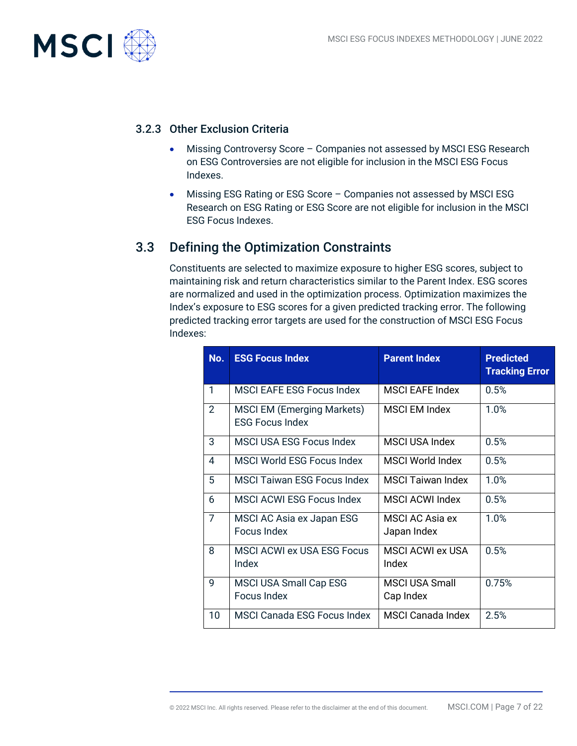### 3.2.3 Other Exclusion Criteria

- Missing Controversy Score – Companies not assessed by MSCI ESG Research on ESG Controversies are not eligible for inclusion in the MSCI ESG Focus Indexes.
- Missing ESG Rating or ESG Score – Companies not assessed by MSCI ESG Research on ESG Rating or ESG Score are not eligible for inclusion in the MSCI ESG Focus Indexes.

## 3.3 Defining the Optimization Constraints

Constituents are selected to maximize exposure to higher ESG scores, subject to maintaining risk and return characteristics similar to the Parent Index. ESG scores are normalized and used in the optimization process. Optimization maximizes the Index's exposure to ESG scores for a given predicted tracking error. The following predicted tracking error targets are used for the construction of MSCI ESG Focus Indexes:

| No. | ESG Focus Index | Parent Index | Predicted Tracking Error |
|---|---|---|---|
| 1 | MSCI EAFE ESG Focus Index | MSCI EAFE Index | 0.5% |
| 2 | MSCI EM (Emerging Markets) ESG Focus Index | MSCI EM Index | 1.0% |
| 3 | MSCI USA ESG Focus Index | MSCI USA Index | 0.5% |
| 4 | MSCI World ESG Focus Index | MSCI World Index | 0.5% |
| 5 | MSCI Taiwan ESG Focus Index | MSCI Taiwan Index | 1.0% |
| 6 | MSCI ACWI ESG Focus Index | MSCI ACWI Index | 0.5% |
| 7 | MSCI AC Asia ex Japan ESG Focus Index | MSCI AC Asia ex Japan Index | 1.0% |
| 8 | MSCI ACWI ex USA ESG Focus Index | MSCI ACWI ex USA Index | 0.5% |
| 9 | MSCI USA Small Cap ESG Focus Index | MSCI USA Small Cap Index | 0.75% |
| 10 | MSCI Canada ESG Focus Index | MSCI Canada Index | 2.5% |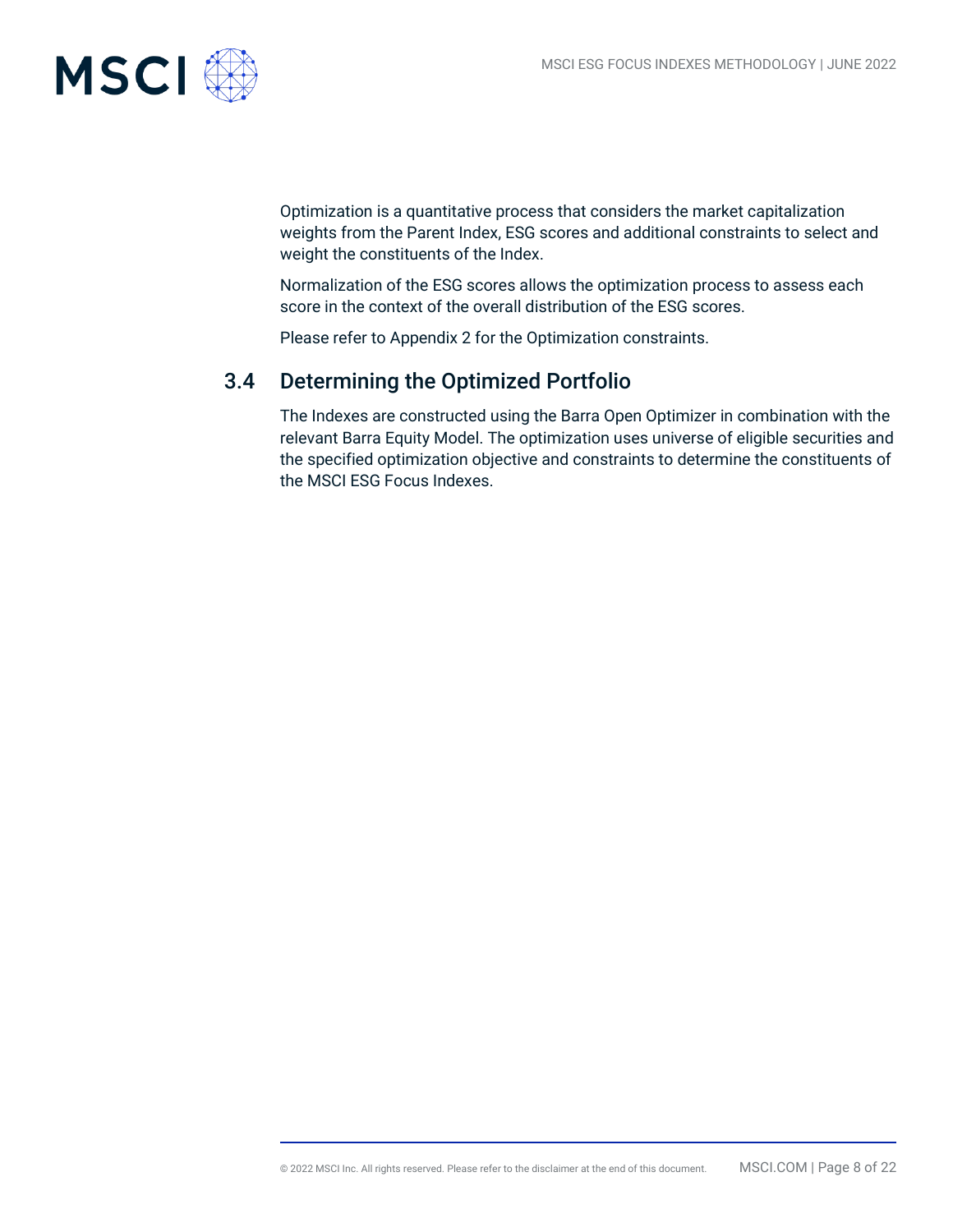Optimization is a quantitative process that considers the market capitalization weights from the Parent Index, ESG scores and additional constraints to select and weight the constituents of the Index.

Normalization of the ESG scores allows the optimization process to assess each score in the context of the overall distribution of the ESG scores.

Please refer to Appendix 2 for the Optimization constraints.

## 3.4 Determining the Optimized Portfolio

The Indexes are constructed using the Barra Open Optimizer in combination with the relevant Barra Equity Model. The optimization uses universe of eligible securities and the specified optimization objective and constraints to determine the constituents of the MSCI ESG Focus Indexes.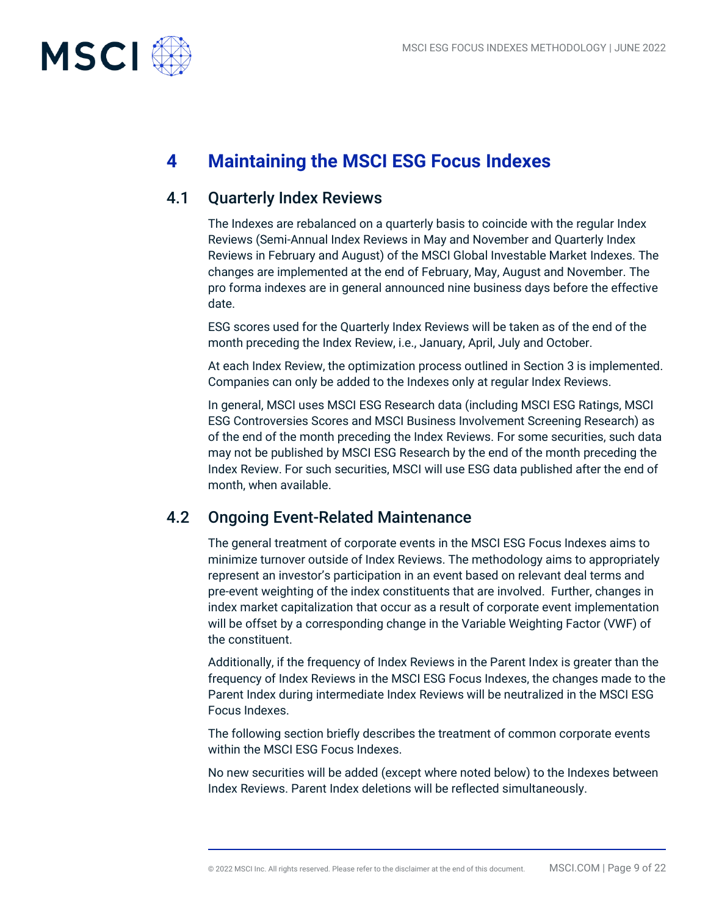# 4 Maintaining the MSCI ESG Focus Indexes

## 4.1 Quarterly Index Reviews

The Indexes are rebalanced on a quarterly basis to coincide with the regular Index Reviews (Semi-Annual Index Reviews in May and November and Quarterly Index Reviews in February and August) of the MSCI Global Investable Market Indexes. The changes are implemented at the end of February, May, August and November. The pro forma indexes are in general announced nine business days before the effective date.

ESG scores used for the Quarterly Index Reviews will be taken as of the end of the month preceding the Index Review, i.e., January, April, July and October.

At each Index Review, the optimization process outlined in Section 3 is implemented. Companies can only be added to the Indexes only at regular Index Reviews.

In general, MSCI uses MSCI ESG Research data (including MSCI ESG Ratings, MSCI ESG Controversies Scores and MSCI Business Involvement Screening Research) as of the end of the month preceding the Index Reviews. For some securities, such data may not be published by MSCI ESG Research by the end of the month preceding the Index Review. For such securities, MSCI will use ESG data published after the end of month, when available.

## 4.2 Ongoing Event-Related Maintenance

The general treatment of corporate events in the MSCI ESG Focus Indexes aims to minimize turnover outside of Index Reviews. The methodology aims to appropriately represent an investor's participation in an event based on relevant deal terms and pre-event weighting of the index constituents that are involved. Further, changes in index market capitalization that occur as a result of corporate event implementation will be offset by a corresponding change in the Variable Weighting Factor (VWF) of the constituent.

Additionally, if the frequency of Index Reviews in the Parent Index is greater than the frequency of Index Reviews in the MSCI ESG Focus Indexes, the changes made to the Parent Index during intermediate Index Reviews will be neutralized in the MSCI ESG Focus Indexes.

The following section briefly describes the treatment of common corporate events within the MSCI ESG Focus Indexes.

No new securities will be added (except where noted below) to the Indexes between Index Reviews. Parent Index deletions will be reflected simultaneously.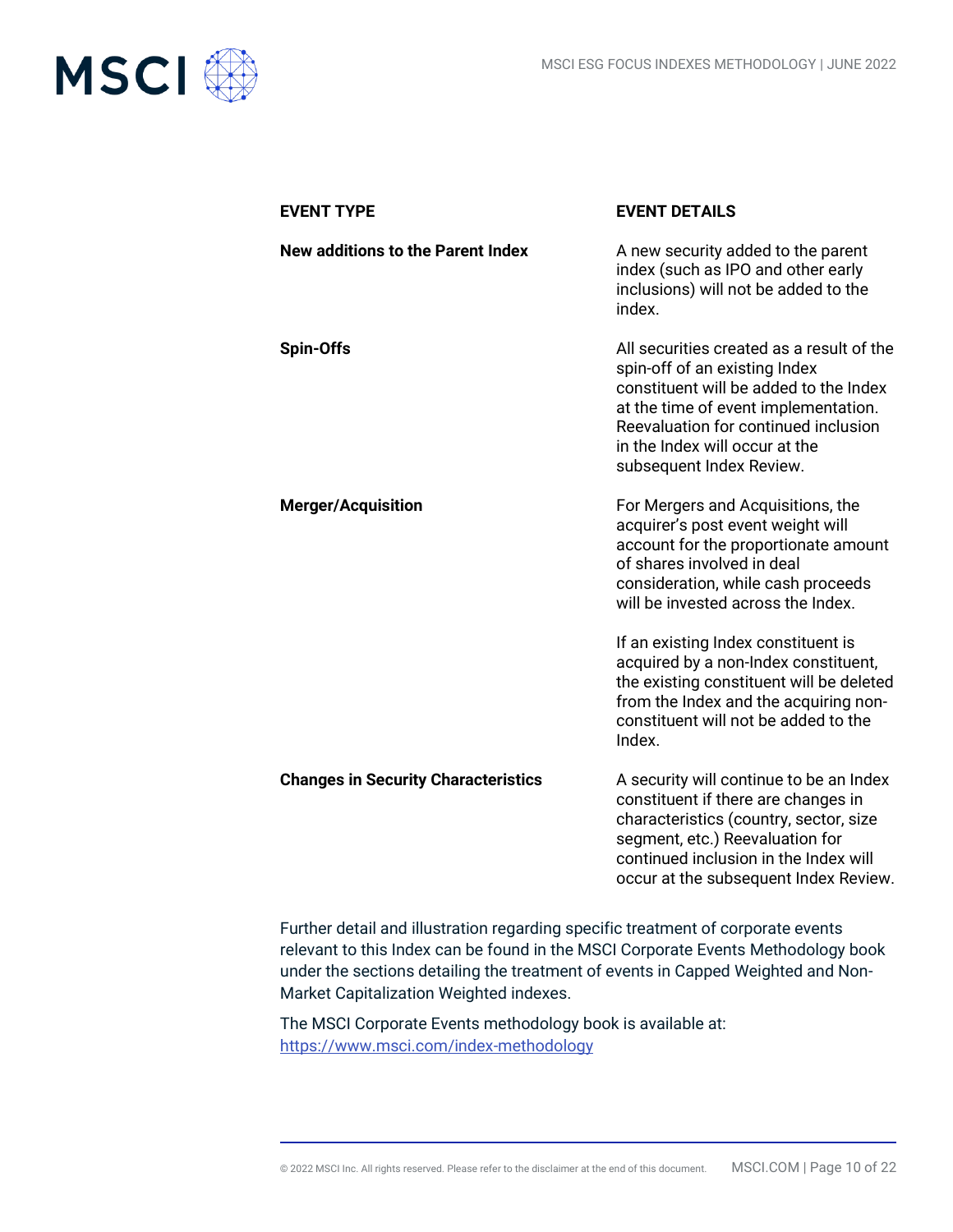| EVENT TYPE | EVENT DETAILS |
| --- | --- |
| **New additions to the Parent Index** | A new security added to the parent index (such as IPO and other early inclusions) will not be added to the index. |
| **Spin-Offs** | All securities created as a result of the spin-off of an existing Index constituent will be added to the Index at the time of event implementation. Reevaluation for continued inclusion in the Index will occur at the subsequent Index Review. |
| **Merger/Acquisition** | For Mergers and Acquisitions, the acquirer's post event weight will account for the proportionate amount of shares involved in deal consideration, while cash proceeds will be invested across the Index.<br><br>If an existing Index constituent is acquired by a non-Index constituent, the existing constituent will be deleted from the Index and the acquiring non-constituent will not be added to the Index. |
| **Changes in Security Characteristics** | A security will continue to be an Index constituent if there are changes in characteristics (country, sector, size segment, etc.) Reevaluation for continued inclusion in the Index will occur at the subsequent Index Review. |

Further detail and illustration regarding specific treatment of corporate events relevant to this Index can be found in the MSCI Corporate Events Methodology book under the sections detailing the treatment of events in Capped Weighted and Non-Market Capitalization Weighted indexes.

The MSCI Corporate Events methodology book is available at: https://www.msci.com/index-methodology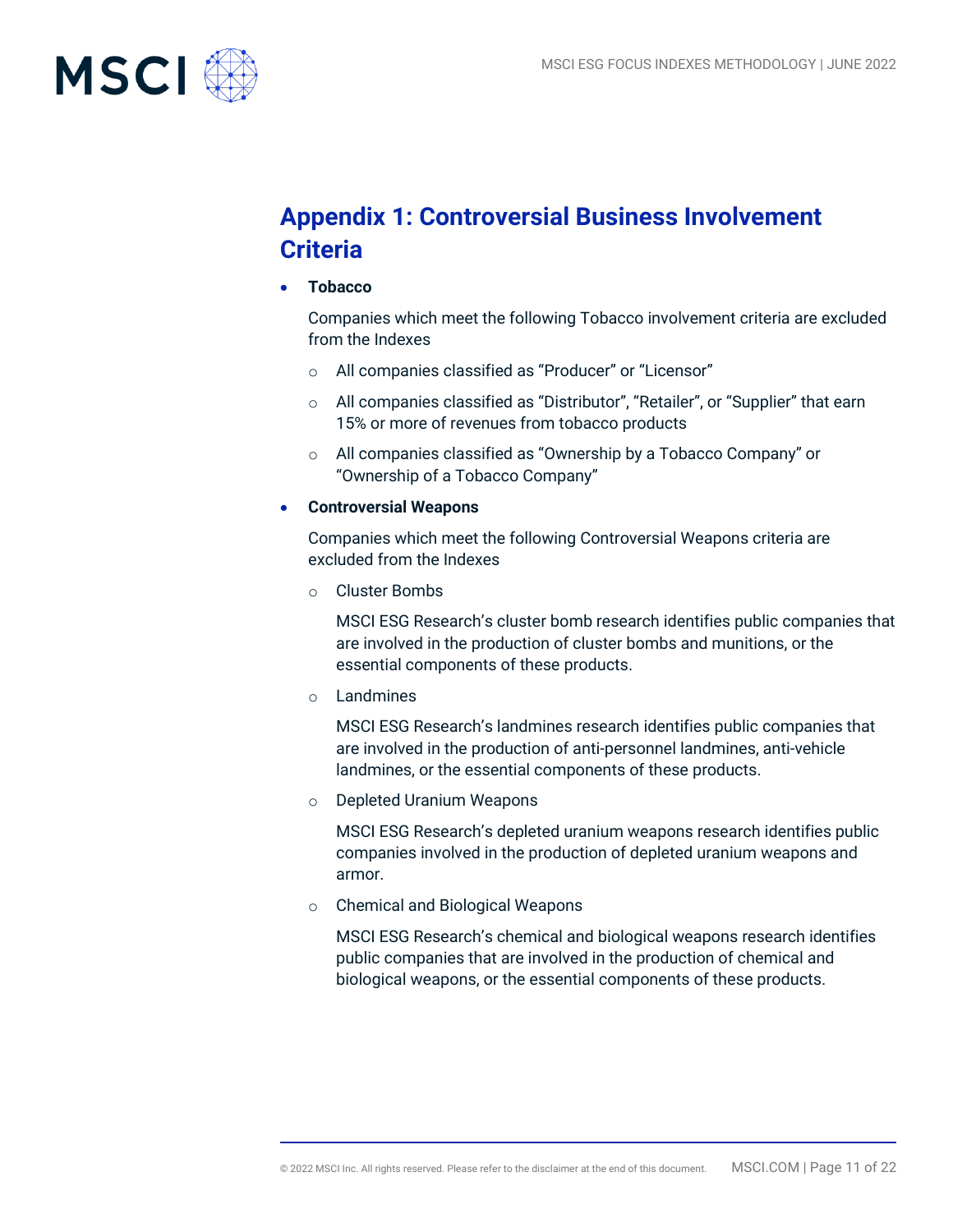# Appendix 1: Controversial Business Involvement Criteria

- **Tobacco**

  Companies which meet the following Tobacco involvement criteria are excluded from the Indexes

  - All companies classified as “Producer” or “Licensor”
  - All companies classified as “Distributor”, “Retailer”, or “Supplier” that earn 15% or more of revenues from tobacco products
  - All companies classified as “Ownership by a Tobacco Company” or “Ownership of a Tobacco Company”

- **Controversial Weapons**

  Companies which meet the following Controversial Weapons criteria are excluded from the Indexes

  - Cluster Bombs

    MSCI ESG Research’s cluster bomb research identifies public companies that are involved in the production of cluster bombs and munitions, or the essential components of these products.

  - Landmines

    MSCI ESG Research’s landmines research identifies public companies that are involved in the production of anti-personnel landmines, anti-vehicle landmines, or the essential components of these products.

  - Depleted Uranium Weapons

    MSCI ESG Research’s depleted uranium weapons research identifies public companies involved in the production of depleted uranium weapons and armor.

  - Chemical and Biological Weapons

    MSCI ESG Research’s chemical and biological weapons research identifies public companies that are involved in the production of chemical and biological weapons, or the essential components of these products.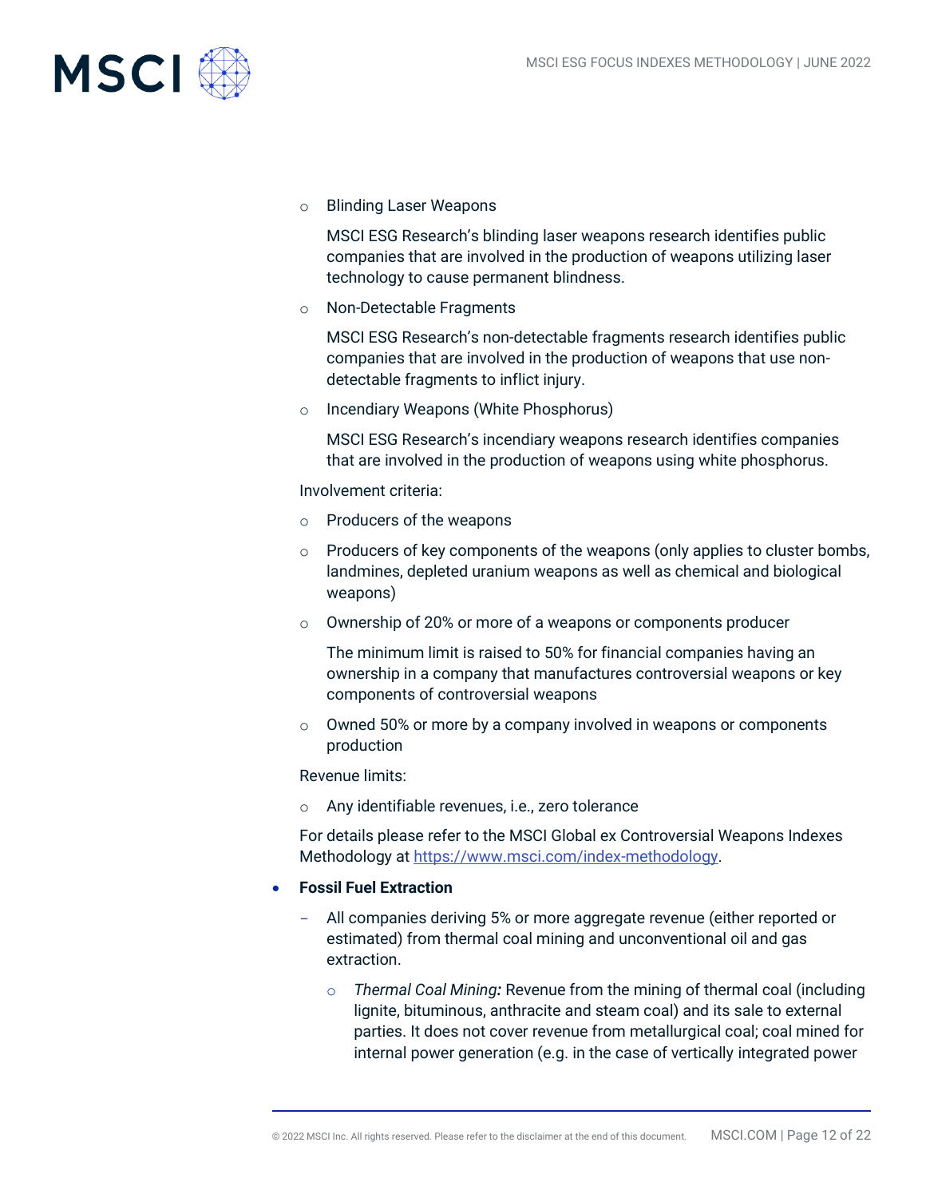- Blinding Laser Weapons

  MSCI ESG Research's blinding laser weapons research identifies public companies that are involved in the production of weapons utilizing laser technology to cause permanent blindness.

- Non-Detectable Fragments

  MSCI ESG Research's non-detectable fragments research identifies public companies that are involved in the production of weapons that use non-detectable fragments to inflict injury.

- Incendiary Weapons (White Phosphorus)

  MSCI ESG Research's incendiary weapons research identifies companies that are involved in the production of weapons using white phosphorus.

Involvement criteria:

- Producers of the weapons
- Producers of key components of the weapons (only applies to cluster bombs, landmines, depleted uranium weapons as well as chemical and biological weapons)
- Ownership of 20% or more of a weapons or components producer

  The minimum limit is raised to 50% for financial companies having an ownership in a company that manufactures controversial weapons or key components of controversial weapons

- Owned 50% or more by a company involved in weapons or components production

Revenue limits:

- Any identifiable revenues, i.e., zero tolerance

For details please refer to the MSCI Global ex Controversial Weapons Indexes Methodology at [https://www.msci.com/index-methodology](https://www.msci.com/index-methodology).

- **Fossil Fuel Extraction**
  - All companies deriving 5% or more aggregate revenue (either reported or estimated) from thermal coal mining and unconventional oil and gas extraction.
    - *Thermal Coal Mining:* Revenue from the mining of thermal coal (including lignite, bituminous, anthracite and steam coal) and its sale to external parties. It does not cover revenue from metallurgical coal; coal mined for internal power generation (e.g. in the case of vertically integrated power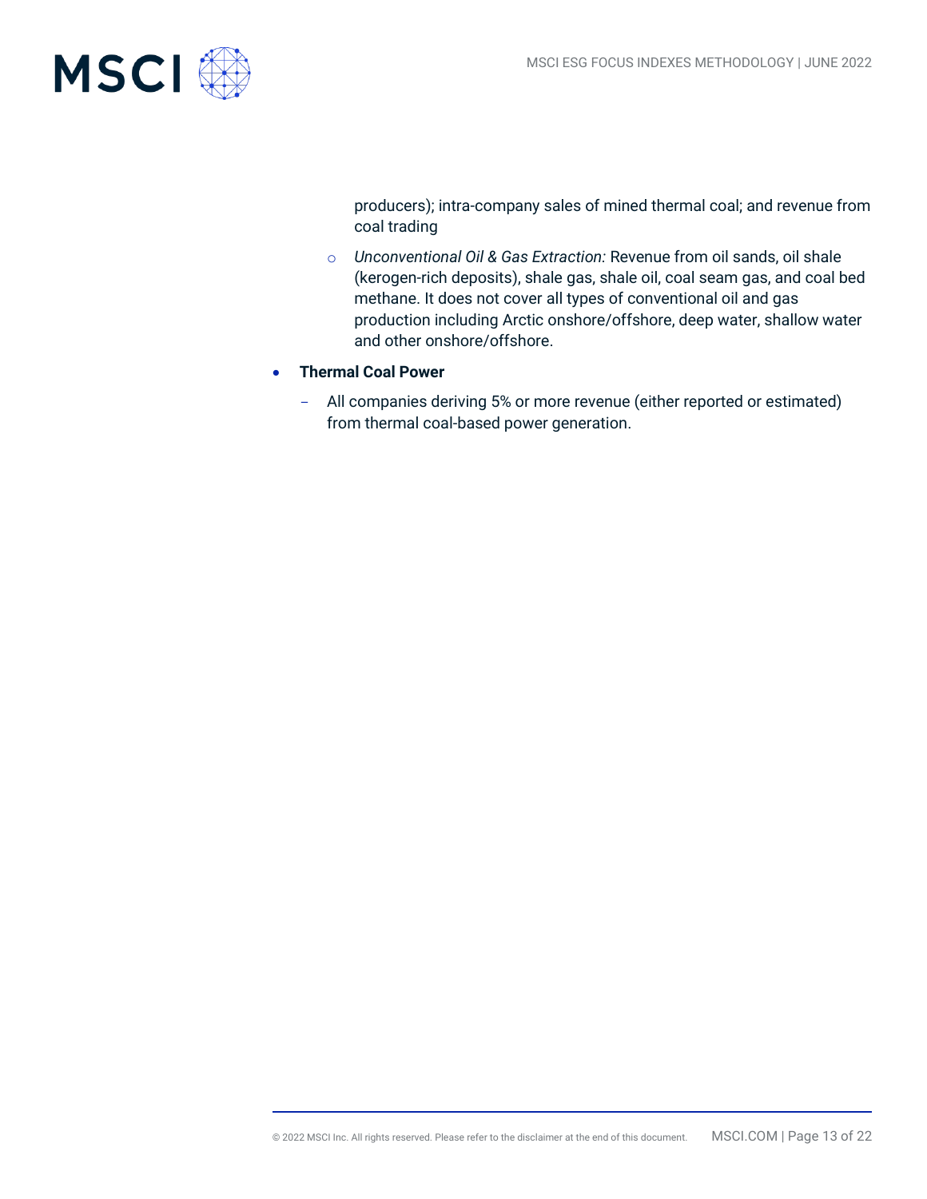producers); intra-company sales of mined thermal coal; and revenue from coal trading

  - *Unconventional Oil & Gas Extraction:* Revenue from oil sands, oil shale (kerogen-rich deposits), shale gas, shale oil, coal seam gas, and coal bed methane. It does not cover all types of conventional oil and gas production including Arctic onshore/offshore, deep water, shallow water and other onshore/offshore.

- **Thermal Coal Power**
  - All companies deriving 5% or more revenue (either reported or estimated) from thermal coal-based power generation.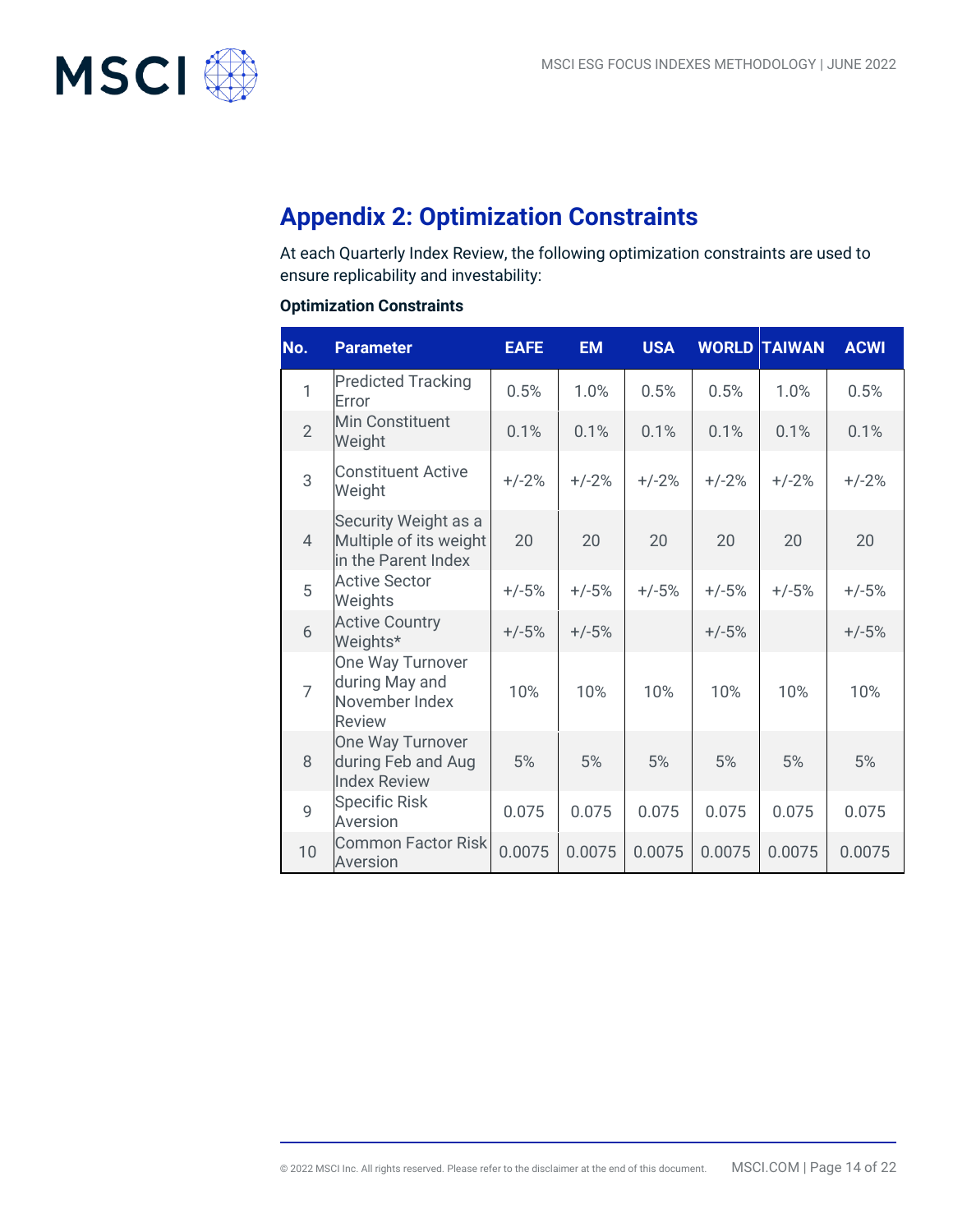## Appendix 2: Optimization Constraints

At each Quarterly Index Review, the following optimization constraints are used to ensure replicability and investability:

**Optimization Constraints**

| No. | Parameter | EAFE | EM | USA | WORLD | TAIWAN | ACWI |
|---|---|---|---|---|---|---|---|
| 1 | Predicted Tracking Error | 0.5% | 1.0% | 0.5% | 0.5% | 1.0% | 0.5% |
| 2 | Min Constituent Weight | 0.1% | 0.1% | 0.1% | 0.1% | 0.1% | 0.1% |
| 3 | Constituent Active Weight | +/-2% | +/-2% | +/-2% | +/-2% | +/-2% | +/-2% |
| 4 | Security Weight as a Multiple of its weight in the Parent Index | 20 | 20 | 20 | 20 | 20 | 20 |
| 5 | Active Sector Weights | +/-5% | +/-5% | +/-5% | +/-5% | +/-5% | +/-5% |
| 6 | Active Country Weights* | +/-5% | +/-5% | | +/-5% | | +/-5% |
| 7 | One Way Turnover during May and November Index Review | 10% | 10% | 10% | 10% | 10% | 10% |
| 8 | One Way Turnover during Feb and Aug Index Review | 5% | 5% | 5% | 5% | 5% | 5% |
| 9 | Specific Risk Aversion | 0.075 | 0.075 | 0.075 | 0.075 | 0.075 | 0.075 |
| 10 | Common Factor Risk Aversion | 0.0075 | 0.0075 | 0.0075 | 0.0075 | 0.0075 | 0.0075 |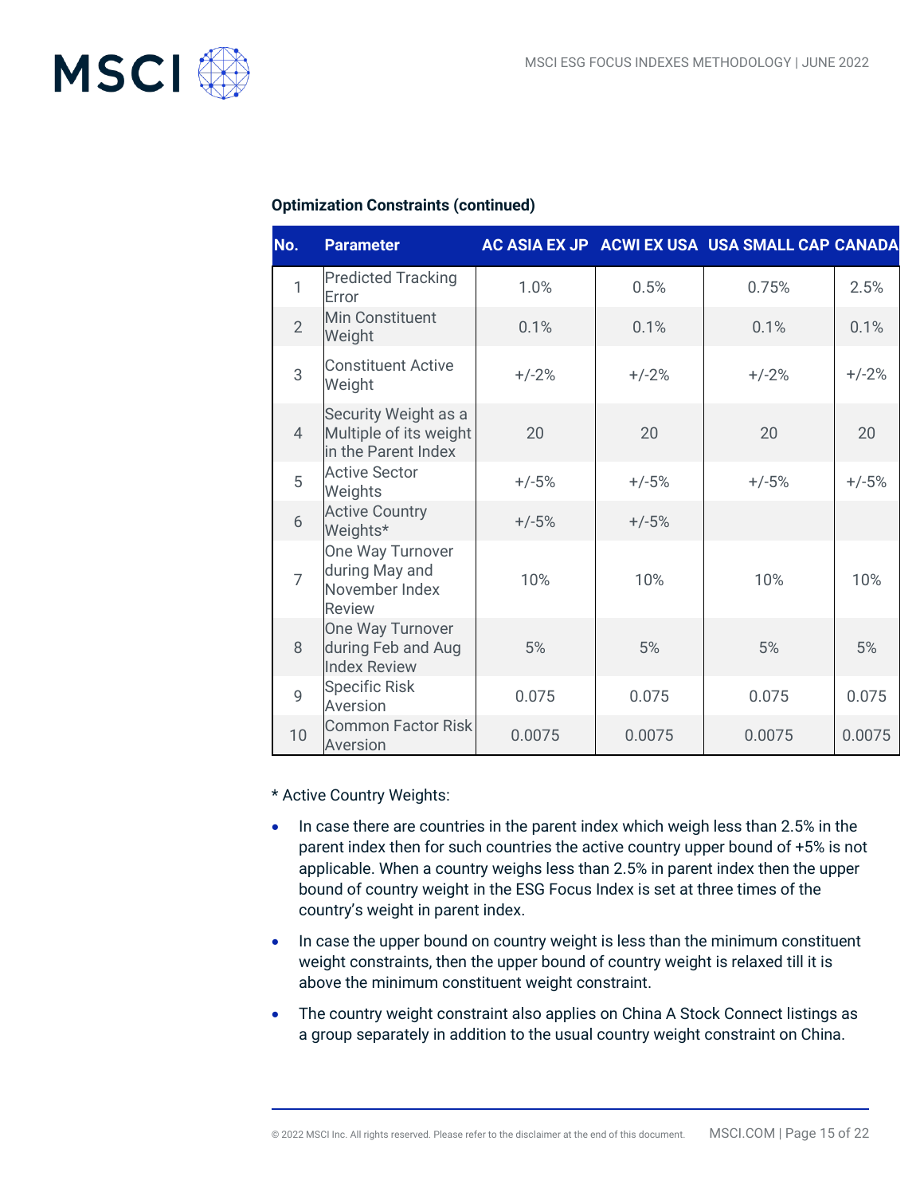**Optimization Constraints (continued)**

| No. | Parameter | AC ASIA EX JP | ACWI EX USA | USA SMALL CAP | CANADA |
|---|---|---|---|---|---|
| 1 | Predicted Tracking Error | 1.0% | 0.5% | 0.75% | 2.5% |
| 2 | Min Constituent Weight | 0.1% | 0.1% | 0.1% | 0.1% |
| 3 | Constituent Active Weight | +/-2% | +/-2% | +/-2% | +/-2% |
| 4 | Security Weight as a Multiple of its weight in the Parent Index | 20 | 20 | 20 | 20 |
| 5 | Active Sector Weights | +/-5% | +/-5% | +/-5% | +/-5% |
| 6 | Active Country Weights* | +/-5% | +/-5% | | |
| 7 | One Way Turnover during May and November Index Review | 10% | 10% | 10% | 10% |
| 8 | One Way Turnover during Feb and Aug Index Review | 5% | 5% | 5% | 5% |
| 9 | Specific Risk Aversion | 0.075 | 0.075 | 0.075 | 0.075 |
| 10 | Common Factor Risk Aversion | 0.0075 | 0.0075 | 0.0075 | 0.0075 |

* Active Country Weights:

- In case there are countries in the parent index which weigh less than 2.5% in the parent index then for such countries the active country upper bound of +5% is not applicable. When a country weighs less than 2.5% in parent index then the upper bound of country weight in the ESG Focus Index is set at three times of the country's weight in parent index.
- In case the upper bound on country weight is less than the minimum constituent weight constraints, then the upper bound of country weight is relaxed till it is above the minimum constituent weight constraint.
- The country weight constraint also applies on China A Stock Connect listings as a group separately in addition to the usual country weight constraint on China.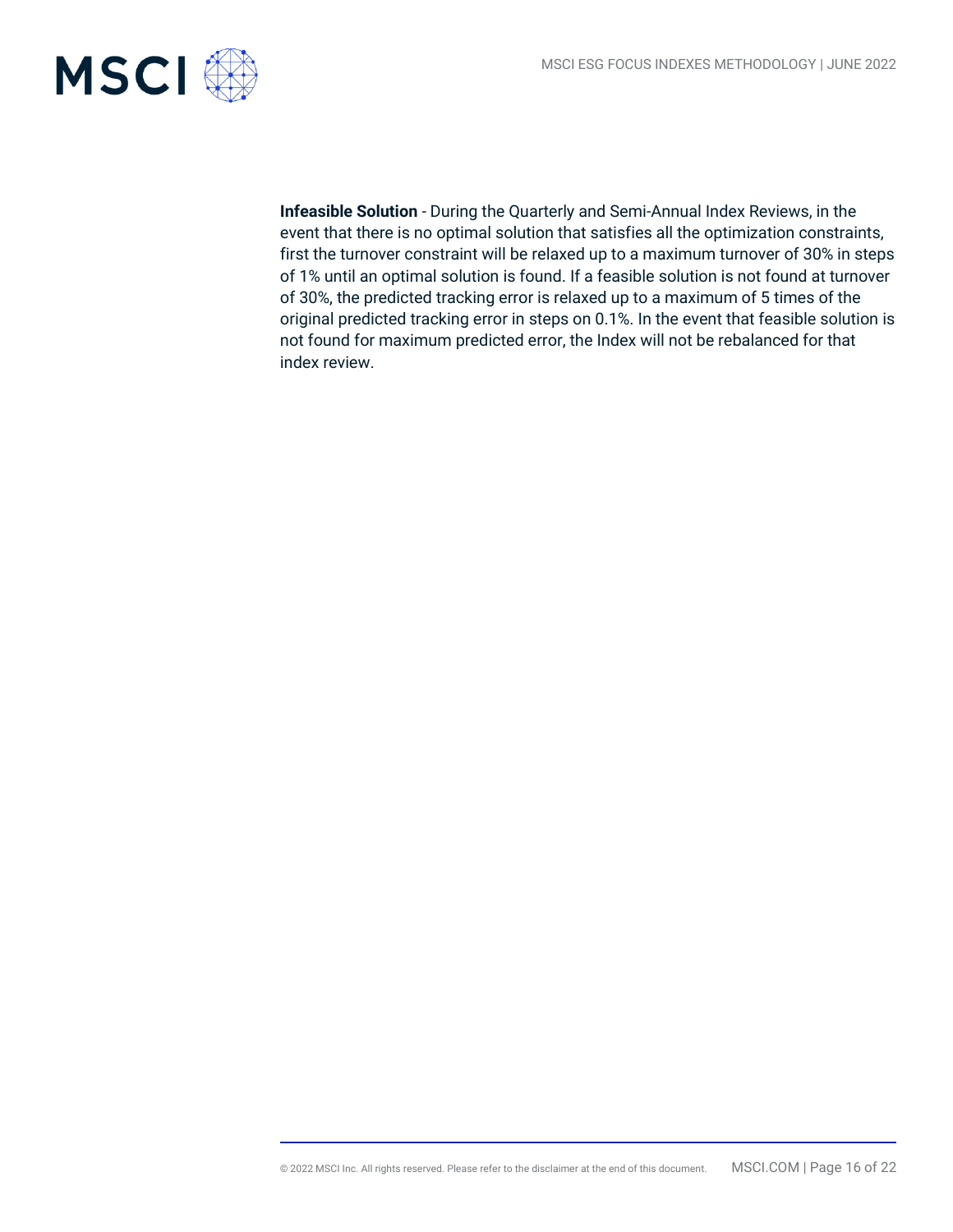**Infeasible Solution** - During the Quarterly and Semi-Annual Index Reviews, in the event that there is no optimal solution that satisfies all the optimization constraints, first the turnover constraint will be relaxed up to a maximum turnover of 30% in steps of 1% until an optimal solution is found. If a feasible solution is not found at turnover of 30%, the predicted tracking error is relaxed up to a maximum of 5 times of the original predicted tracking error in steps on 0.1%. In the event that feasible solution is not found for maximum predicted error, the Index will not be rebalanced for that index review.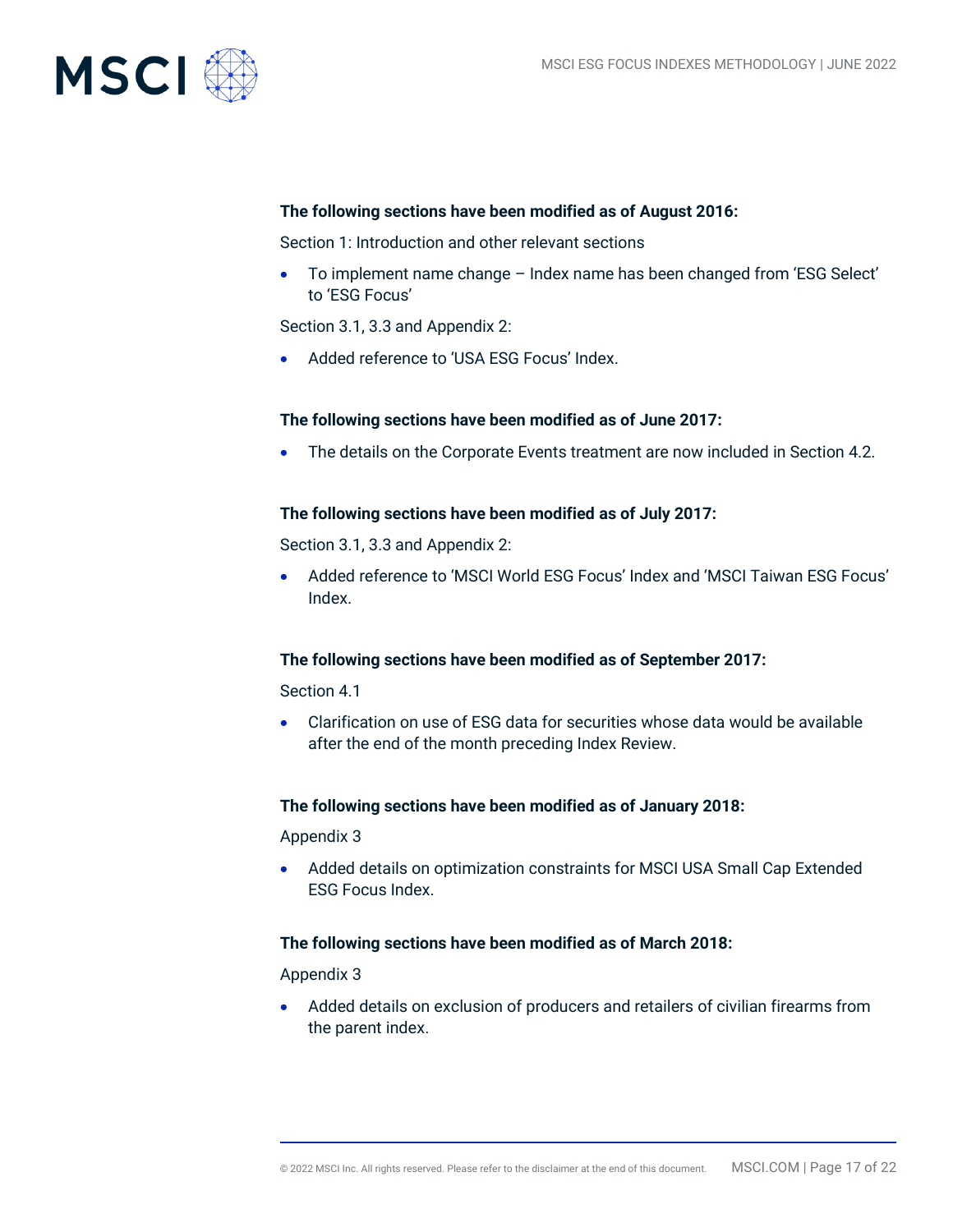**The following sections have been modified as of August 2016:**

Section 1: Introduction and other relevant sections

- To implement name change – Index name has been changed from 'ESG Select' to 'ESG Focus'

Section 3.1, 3.3 and Appendix 2:

- Added reference to 'USA ESG Focus' Index.

**The following sections have been modified as of June 2017:**

- The details on the Corporate Events treatment are now included in Section 4.2.

**The following sections have been modified as of July 2017:**

Section 3.1, 3.3 and Appendix 2:

- Added reference to 'MSCI World ESG Focus' Index and 'MSCI Taiwan ESG Focus' Index.

**The following sections have been modified as of September 2017:**

Section 4.1

- Clarification on use of ESG data for securities whose data would be available after the end of the month preceding Index Review.

**The following sections have been modified as of January 2018:**

Appendix 3

- Added details on optimization constraints for MSCI USA Small Cap Extended ESG Focus Index.

**The following sections have been modified as of March 2018:**

Appendix 3

- Added details on exclusion of producers and retailers of civilian firearms from the parent index.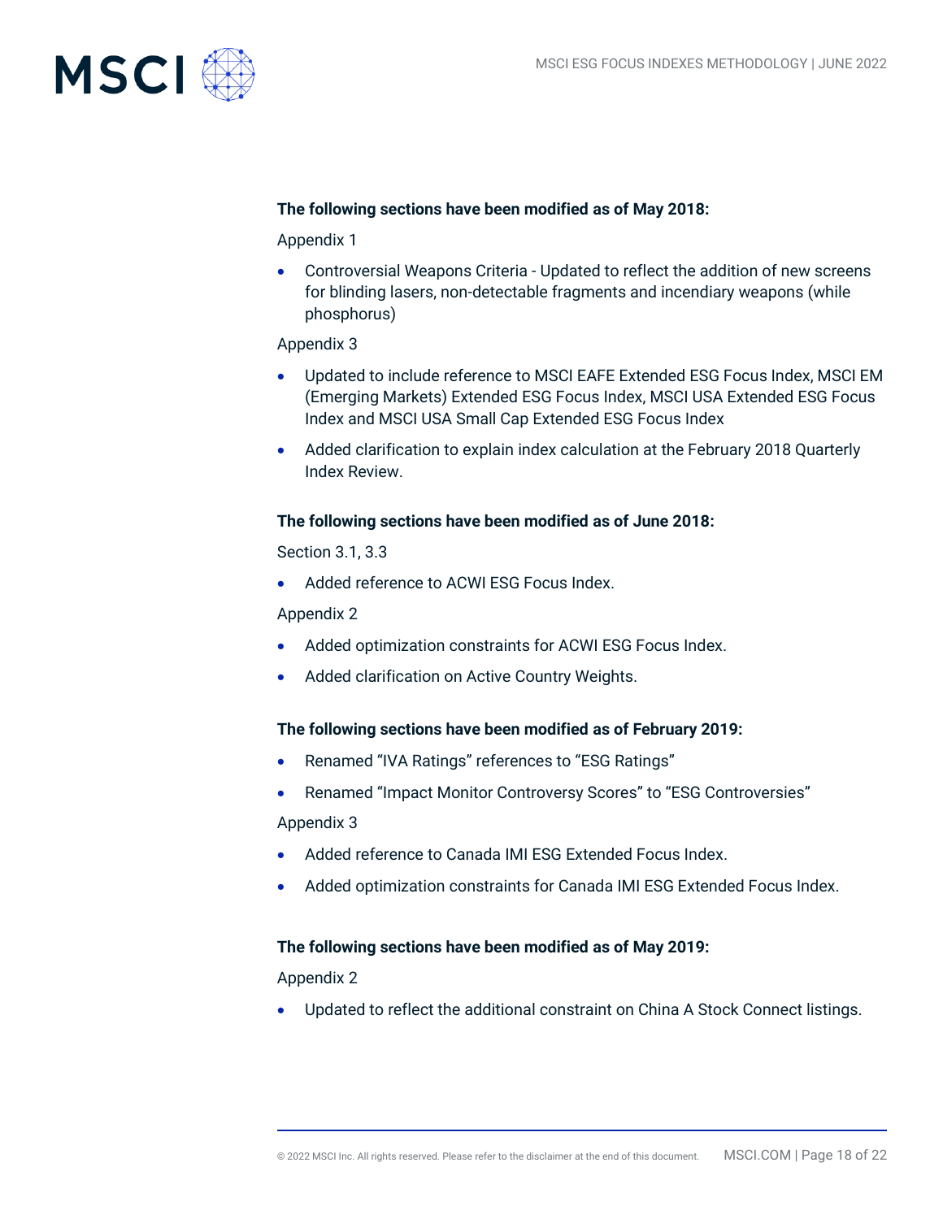**The following sections have been modified as of May 2018:**

Appendix 1

- Controversial Weapons Criteria - Updated to reflect the addition of new screens for blinding lasers, non-detectable fragments and incendiary weapons (while phosphorus)

Appendix 3

- Updated to include reference to MSCI EAFE Extended ESG Focus Index, MSCI EM (Emerging Markets) Extended ESG Focus Index, MSCI USA Extended ESG Focus Index and MSCI USA Small Cap Extended ESG Focus Index
- Added clarification to explain index calculation at the February 2018 Quarterly Index Review.

**The following sections have been modified as of June 2018:**

Section 3.1, 3.3

- Added reference to ACWI ESG Focus Index.

Appendix 2

- Added optimization constraints for ACWI ESG Focus Index.
- Added clarification on Active Country Weights.

**The following sections have been modified as of February 2019:**

- Renamed “IVA Ratings” references to “ESG Ratings”
- Renamed “Impact Monitor Controversy Scores” to “ESG Controversies”

Appendix 3

- Added reference to Canada IMI ESG Extended Focus Index.
- Added optimization constraints for Canada IMI ESG Extended Focus Index.

**The following sections have been modified as of May 2019:**

Appendix 2

- Updated to reflect the additional constraint on China A Stock Connect listings.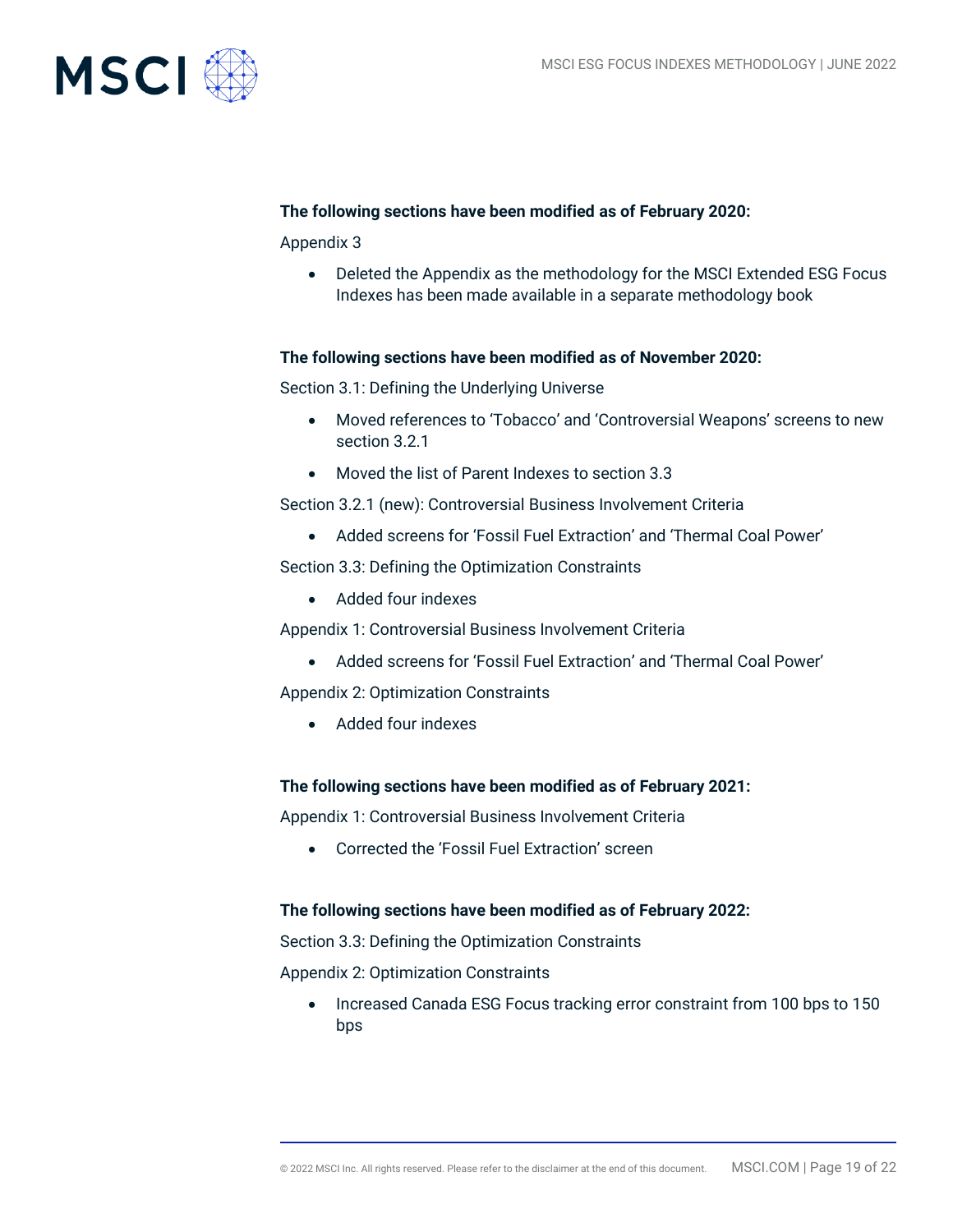**The following sections have been modified as of February 2020:**

Appendix 3

- Deleted the Appendix as the methodology for the MSCI Extended ESG Focus Indexes has been made available in a separate methodology book

**The following sections have been modified as of November 2020:**

Section 3.1: Defining the Underlying Universe

- Moved references to 'Tobacco' and 'Controversial Weapons' screens to new section 3.2.1
- Moved the list of Parent Indexes to section 3.3

Section 3.2.1 (new): Controversial Business Involvement Criteria

- Added screens for 'Fossil Fuel Extraction' and 'Thermal Coal Power'

Section 3.3: Defining the Optimization Constraints

- Added four indexes

Appendix 1: Controversial Business Involvement Criteria

- Added screens for 'Fossil Fuel Extraction' and 'Thermal Coal Power'

Appendix 2: Optimization Constraints

- Added four indexes

**The following sections have been modified as of February 2021:**

Appendix 1: Controversial Business Involvement Criteria

- Corrected the 'Fossil Fuel Extraction' screen

**The following sections have been modified as of February 2022:**

Section 3.3: Defining the Optimization Constraints

Appendix 2: Optimization Constraints

- Increased Canada ESG Focus tracking error constraint from 100 bps to 150 bps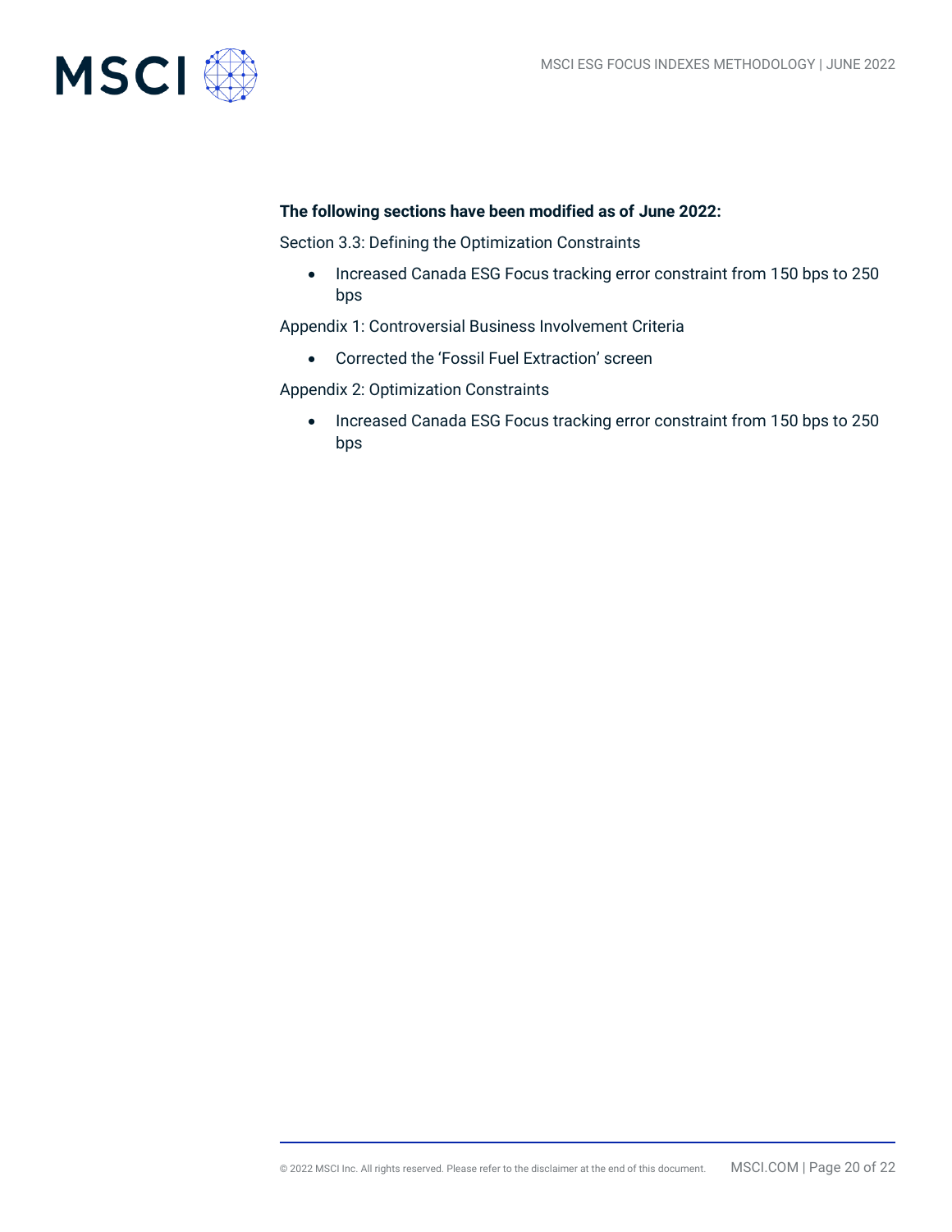**The following sections have been modified as of June 2022:**

Section 3.3: Defining the Optimization Constraints

- Increased Canada ESG Focus tracking error constraint from 150 bps to 250 bps

Appendix 1: Controversial Business Involvement Criteria

- Corrected the 'Fossil Fuel Extraction' screen

Appendix 2: Optimization Constraints

- Increased Canada ESG Focus tracking error constraint from 150 bps to 250 bps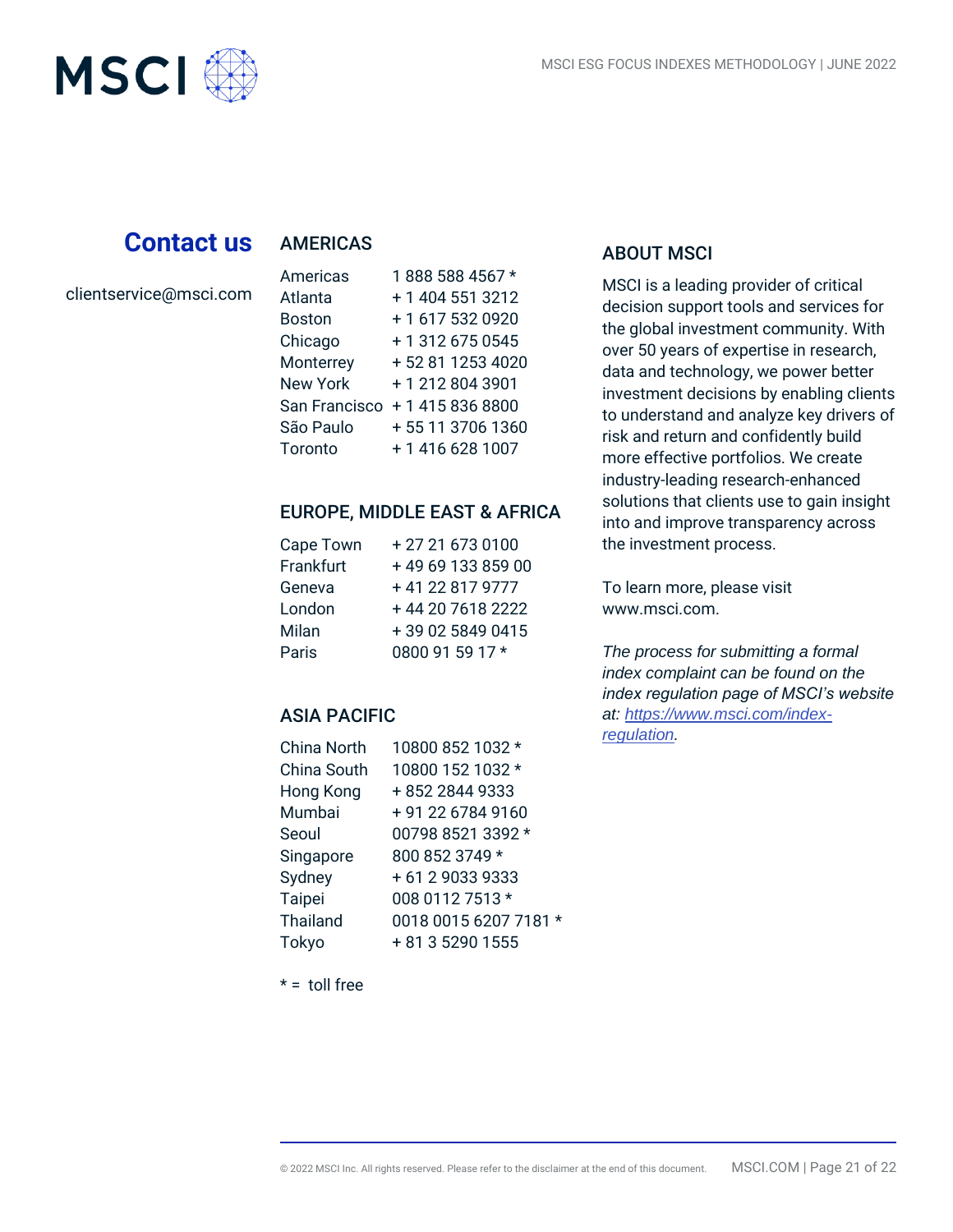## Contact us

clientservice@msci.com

### AMERICAS

| | |
|---|---|
| Americas | 1 888 588 4567 * |
| Atlanta | + 1 404 551 3212 |
| Boston | + 1 617 532 0920 |
| Chicago | + 1 312 675 0545 |
| Monterrey | + 52 81 1253 4020 |
| New York | + 1 212 804 3901 |
| San Francisco | + 1 415 836 8800 |
| São Paulo | + 55 11 3706 1360 |
| Toronto | + 1 416 628 1007 |

### EUROPE, MIDDLE EAST & AFRICA

| | |
|---|---|
| Cape Town | + 27 21 673 0100 |
| Frankfurt | + 49 69 133 859 00 |
| Geneva | + 41 22 817 9777 |
| London | + 44 20 7618 2222 |
| Milan | + 39 02 5849 0415 |
| Paris | 0800 91 59 17 * |

### ASIA PACIFIC

| | |
|---|---|
| China North | 10800 852 1032 * |
| China South | 10800 152 1032 * |
| Hong Kong | + 852 2844 9333 |
| Mumbai | + 91 22 6784 9160 |
| Seoul | 00798 8521 3392 * |
| Singapore | 800 852 3749 * |
| Sydney | + 61 2 9033 9333 |
| Taipei | 008 0112 7513 * |
| Thailand | 0018 0015 6207 7181 * |
| Tokyo | + 81 3 5290 1555 |

* = toll free

### ABOUT MSCI

MSCI is a leading provider of critical decision support tools and services for the global investment community. With over 50 years of expertise in research, data and technology, we power better investment decisions by enabling clients to understand and analyze key drivers of risk and return and confidently build more effective portfolios. We create industry-leading research-enhanced solutions that clients use to gain insight into and improve transparency across the investment process.

To learn more, please visit www.msci.com.

*The process for submitting a formal index complaint can be found on the index regulation page of MSCI's website at: [https://www.msci.com/index-regulation](https://www.msci.com/index-regulation).*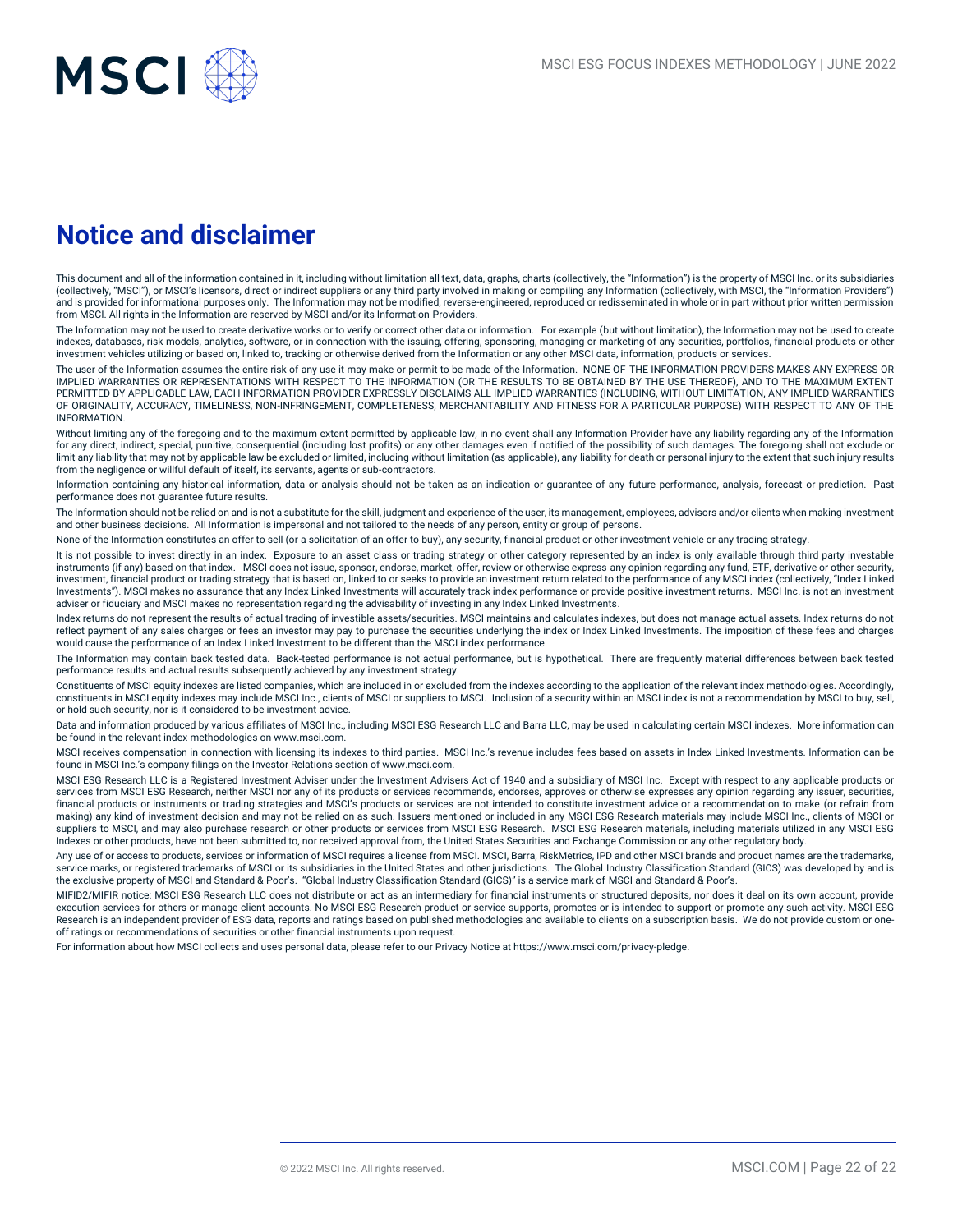# Notice and disclaimer

This document and all of the information contained in it, including without limitation all text, data, graphs, charts (collectively, the "Information") is the property of MSCI Inc. or its subsidiaries (collectively, "MSCI"), or MSCI's licensors, direct or indirect suppliers or any third party involved in making or compiling any Information (collectively, with MSCI, the "Information Providers") and is provided for informational purposes only. The Information may not be modified, reverse-engineered, reproduced or redisseminated in whole or in part without prior written permission from MSCI. All rights in the Information are reserved by MSCI and/or its Information Providers.

The Information may not be used to create derivative works or to verify or correct other data or information. For example (but without limitation), the Information may not be used to create indexes, databases, risk models, analytics, software, or in connection with the issuing, offering, sponsoring, managing or marketing of any securities, portfolios, financial products or other investment vehicles utilizing or based on, linked to, tracking or otherwise derived from the Information or any other MSCI data, information, products or services.

The user of the Information assumes the entire risk of any use it may make or permit to be made of the Information. NONE OF THE INFORMATION PROVIDERS MAKES ANY EXPRESS OR IMPLIED WARRANTIES OR REPRESENTATIONS WITH RESPECT TO THE INFORMATION (OR THE RESULTS TO BE OBTAINED BY THE USE THEREOF), AND TO THE MAXIMUM EXTENT PERMITTED BY APPLICABLE LAW, EACH INFORMATION PROVIDER EXPRESSLY DISCLAIMS ALL IMPLIED WARRANTIES (INCLUDING, WITHOUT LIMITATION, ANY IMPLIED WARRANTIES OF ORIGINALITY, ACCURACY, TIMELINESS, NON-INFRINGEMENT, COMPLETENESS, MERCHANTABILITY AND FITNESS FOR A PARTICULAR PURPOSE) WITH RESPECT TO ANY OF THE INFORMATION.

Without limiting any of the foregoing and to the maximum extent permitted by applicable law, in no event shall any Information Provider have any liability regarding any of the Information for any direct, indirect, special, punitive, consequential (including lost profits) or any other damages even if notified of the possibility of such damages. The foregoing shall not exclude or limit any liability that may not by applicable law be excluded or limited, including without limitation (as applicable), any liability for death or personal injury to the extent that such injury results from the negligence or willful default of itself, its servants, agents or sub-contractors.

Information containing any historical information, data or analysis should not be taken as an indication or guarantee of any future performance, analysis, forecast or prediction. Past performance does not guarantee future results.

The Information should not be relied on and is not a substitute for the skill, judgment and experience of the user, its management, employees, advisors and/or clients when making investment and other business decisions. All Information is impersonal and not tailored to the needs of any person, entity or group of persons.

None of the Information constitutes an offer to sell (or a solicitation of an offer to buy), any security, financial product or other investment vehicle or any trading strategy.

It is not possible to invest directly in an index. Exposure to an asset class or trading strategy or other category represented by an index is only available through third party investable instruments (if any) based on that index. MSCI does not issue, sponsor, endorse, market, offer, review or otherwise express any opinion regarding any fund, ETF, derivative or other security, investment, financial product or trading strategy that is based on, linked to or seeks to provide an investment return related to the performance of any MSCI index (collectively, "Index Linked Investments"). MSCI makes no assurance that any Index Linked Investments will accurately track index performance or provide positive investment returns. MSCI Inc. is not an investment adviser or fiduciary and MSCI makes no representation regarding the advisability of investing in any Index Linked Investments.

Index returns do not represent the results of actual trading of investible assets/securities. MSCI maintains and calculates indexes, but does not manage actual assets. Index returns do not reflect payment of any sales charges or fees an investor may pay to purchase the securities underlying the index or Index Linked Investments. The imposition of these fees and charges would cause the performance of an Index Linked Investment to be different than the MSCI index performance.

The Information may contain back tested data. Back-tested performance is not actual performance, but is hypothetical. There are frequently material differences between back tested performance results and actual results subsequently achieved by any investment strategy.

Constituents of MSCI equity indexes are listed companies, which are included in or excluded from the indexes according to the application of the relevant index methodologies. Accordingly, constituents in MSCI equity indexes may include MSCI Inc., clients of MSCI or suppliers to MSCI. Inclusion of a security within an MSCI index is not a recommendation by MSCI to buy, sell, or hold such security, nor is it considered to be investment advice.

Data and information produced by various affiliates of MSCI Inc., including MSCI ESG Research LLC and Barra LLC, may be used in calculating certain MSCI indexes. More information can be found in the relevant index methodologies on www.msci.com.

MSCI receives compensation in connection with licensing its indexes to third parties. MSCI Inc.'s revenue includes fees based on assets in Index Linked Investments. Information can be found in MSCI Inc.'s company filings on the Investor Relations section of www.msci.com.

MSCI ESG Research LLC is a Registered Investment Adviser under the Investment Advisers Act of 1940 and a subsidiary of MSCI Inc. Except with respect to any applicable products or services from MSCI ESG Research, neither MSCI nor any of its products or services recommends, endorses, approves or otherwise expresses any opinion regarding any issuer, securities, financial products or instruments or trading strategies and MSCI's products or services are not intended to constitute investment advice or a recommendation to make (or refrain from making) any kind of investment decision and may not be relied on as such. Issuers mentioned or included in any MSCI ESG Research materials may include MSCI Inc., clients of MSCI or suppliers to MSCI, and may also purchase research or other products or services from MSCI ESG Research. MSCI ESG Research materials, including materials utilized in any MSCI ESG Indexes or other products, have not been submitted to, nor received approval from, the United States Securities and Exchange Commission or any other regulatory body.

Any use of or access to products, services or information of MSCI requires a license from MSCI. MSCI, Barra, RiskMetrics, IPD and other MSCI brands and product names are the trademarks, service marks, or registered trademarks of MSCI or its subsidiaries in the United States and other jurisdictions. The Global Industry Classification Standard (GICS) was developed by and is the exclusive property of MSCI and Standard & Poor's. "Global Industry Classification Standard (GICS)" is a service mark of MSCI and Standard & Poor's.

MIFID2/MIFIR notice: MSCI ESG Research LLC does not distribute or act as an intermediary for financial instruments or structured deposits, nor does it deal on its own account, provide execution services for others or manage client accounts. No MSCI ESG Research product or service supports, promotes or is intended to support or promote any such activity. MSCI ESG Research is an independent provider of ESG data, reports and ratings based on published methodologies and available to clients on a subscription basis. We do not provide custom or one-off ratings or recommendations of securities or other financial instruments upon request.

For information about how MSCI collects and uses personal data, please refer to our Privacy Notice at https://www.msci.com/privacy-pledge.